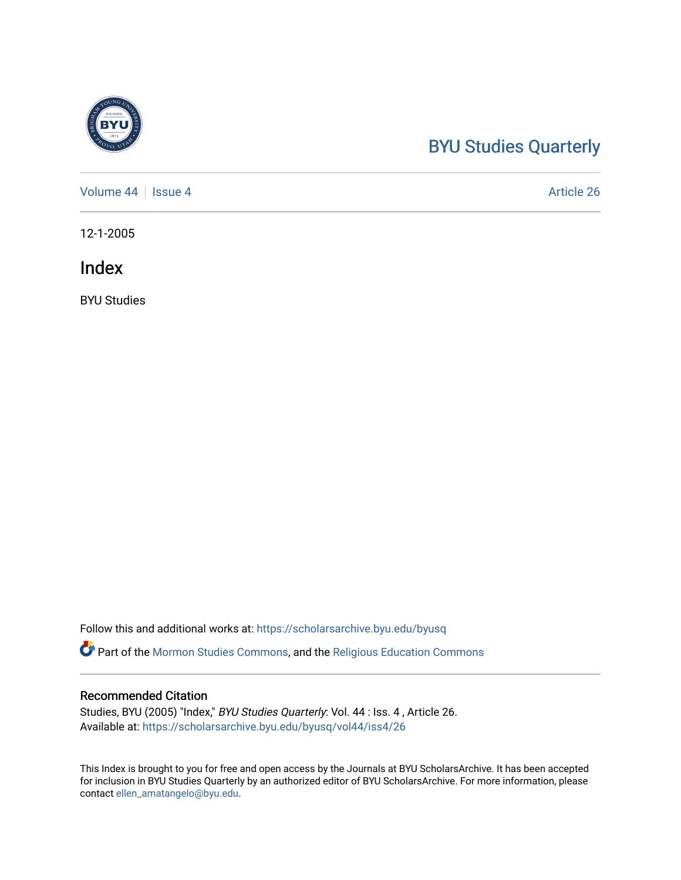BYU Studies Quarterly

Volume 44 | Issue 4 Article 26

12-1-2005

# Index

BYU Studies

Follow this and additional works at: https://scholarsarchive.byu.edu/byusq

Part of the Mormon Studies Commons, and the Religious Education Commons

## Recommended Citation

Studies, BYU (2005) "Index," *BYU Studies Quarterly*: Vol. 44 : Iss. 4 , Article 26.
Available at: https://scholarsarchive.byu.edu/byusq/vol44/iss4/26

This Index is brought to you for free and open access by the Journals at BYU ScholarsArchive. It has been accepted for inclusion in BYU Studies Quarterly by an authorized editor of BYU ScholarsArchive. For more information, please contact ellen_amatangelo@byu.edu.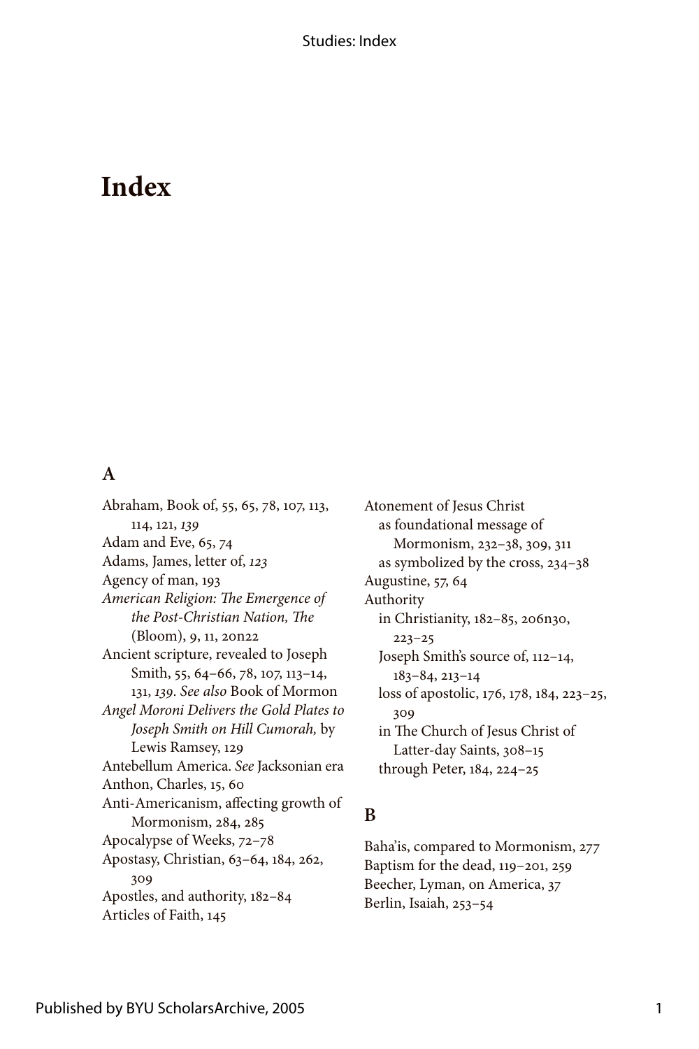# Index

## A

Abraham, Book of, 55, 65, 78, 107, 113, 114, 121, *139*
Adam and Eve, 65, 74
Adams, James, letter of, *123*
Agency of man, 193
*American Religion: The Emergence of the Post-Christian Nation, The* (Bloom), 9, 11, 20n22
Ancient scripture, revealed to Joseph Smith, 55, 64–66, 78, 107, 113–14, 131, *139*. *See also* Book of Mormon
*Angel Moroni Delivers the Gold Plates to Joseph Smith on Hill Cumorah,* by Lewis Ramsey, 129
Antebellum America. *See* Jacksonian era
Anthon, Charles, 15, 60
Anti-Americanism, affecting growth of Mormonism, 284, 285
Apocalypse of Weeks, 72–78
Apostasy, Christian, 63–64, 184, 262, 309
Apostles, and authority, 182–84
Articles of Faith, 145
Atonement of Jesus Christ
  as foundational message of Mormonism, 232–38, 309, 311
  as symbolized by the cross, 234–38
Augustine, 57, 64
Authority
  in Christianity, 182–85, 206n30, 223–25
  Joseph Smith's source of, 112–14, 183–84, 213–14
  loss of apostolic, 176, 178, 184, 223–25, 309
  in The Church of Jesus Christ of Latter-day Saints, 308–15
  through Peter, 184, 224–25

## B

Baha'is, compared to Mormonism, 277
Baptism for the dead, 119–201, 259
Beecher, Lyman, on America, 37
Berlin, Isaiah, 253–54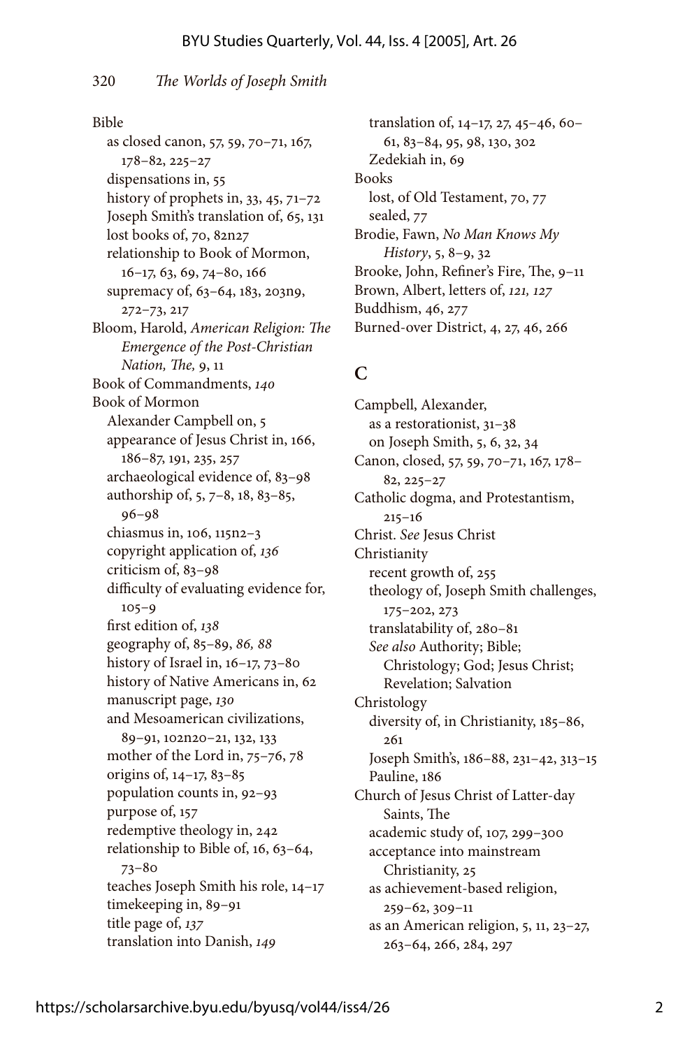Bible
  as closed canon, 57, 59, 70–71, 167, 178–82, 225–27
  dispensations in, 55
  history of prophets in, 33, 45, 71–72
  Joseph Smith's translation of, 65, 131
  lost books of, 70, 82n27
  relationship to Book of Mormon, 16–17, 63, 69, 74–80, 166
  supremacy of, 63–64, 183, 203n9, 272–73, 217
Bloom, Harold, *American Religion: The Emergence of the Post-Christian Nation, The,* 9, 11
Book of Commandments, *140*
Book of Mormon
  Alexander Campbell on, 5
  appearance of Jesus Christ in, 166, 186–87, 191, 235, 257
  archaeological evidence of, 83–98
  authorship of, 5, 7–8, 18, 83–85, 96–98
  chiasmus in, 106, 115n2–3
  copyright application of, *136*
  criticism of, 83–98
  difficulty of evaluating evidence for, 105–9
  first edition of, *138*
  geography of, 85–89, *86, 88*
  history of Israel in, 16–17, 73–80
  history of Native Americans in, 62
  manuscript page, *130*
  and Mesoamerican civilizations, 89–91, 102n20–21, 132, 133
  mother of the Lord in, 75–76, 78
  origins of, 14–17, 83–85
  population counts in, 92–93
  purpose of, 157
  redemptive theology in, 242
  relationship to Bible of, 16, 63–64, 73–80
  teaches Joseph Smith his role, 14–17
  timekeeping in, 89–91
  title page of, *137*
  translation into Danish, *149*
  translation of, 14–17, 27, 45–46, 60–61, 83–84, 95, 98, 130, 302
  Zedekiah in, 69
Books
  lost, of Old Testament, 70, 77
  sealed, 77
Brodie, Fawn, *No Man Knows My History*, 5, 8–9, 32
Brooke, John, Refiner's Fire, The, 9–11
Brown, Albert, letters of, *121, 127*
Buddhism, 46, 277
Burned-over District, 4, 27, 46, 266

## C

Campbell, Alexander,
  as a restorationist, 31–38
  on Joseph Smith, 5, 6, 32, 34
Canon, closed, 57, 59, 70–71, 167, 178–82, 225–27
Catholic dogma, and Protestantism, 215–16
Christ. *See* Jesus Christ
Christianity
  recent growth of, 255
  theology of, Joseph Smith challenges, 175–202, 273
  translatability of, 280–81
  *See also* Authority; Bible; Christology; God; Jesus Christ; Revelation; Salvation
Christology
  diversity of, in Christianity, 185–86, 261
  Joseph Smith's, 186–88, 231–42, 313–15
  Pauline, 186
Church of Jesus Christ of Latter-day Saints, The
  academic study of, 107, 299–300
  acceptance into mainstream Christianity, 25
  as achievement-based religion, 259–62, 309–11
  as an American religion, 5, 11, 23–27, 263–64, 266, 284, 297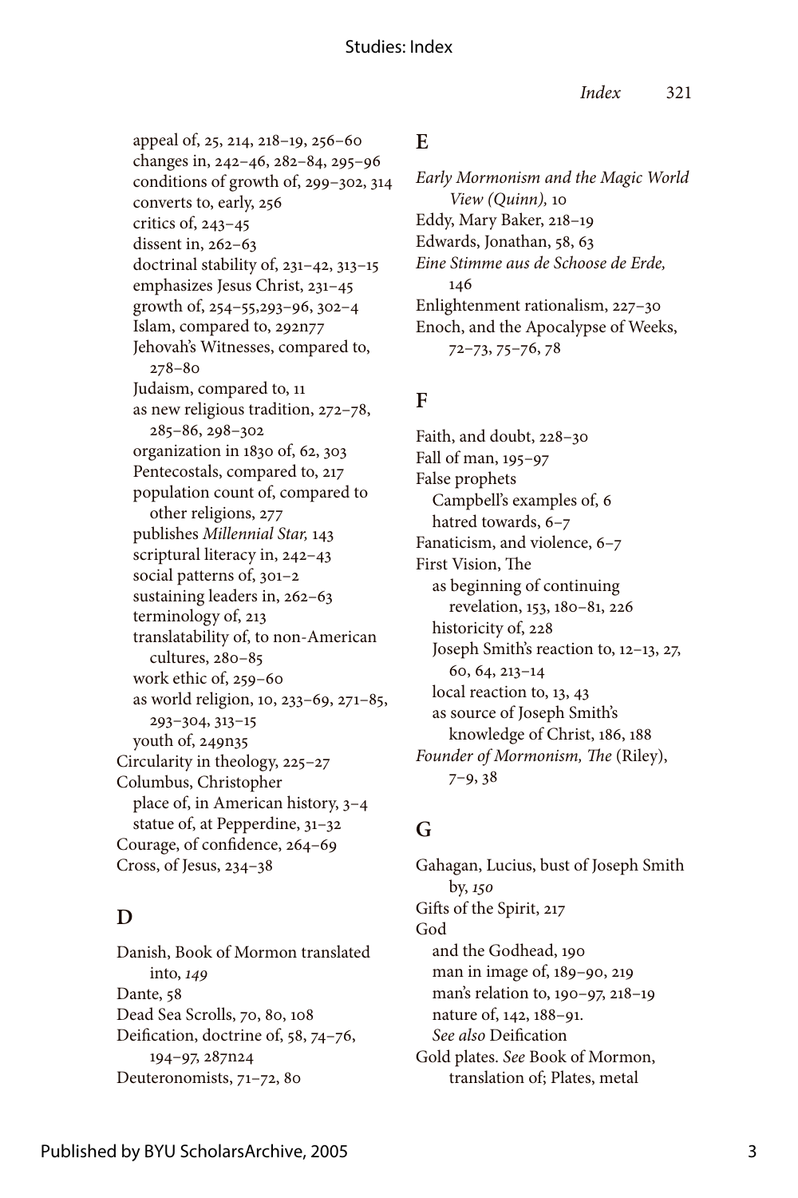appeal of, 25, 214, 218–19, 256–60
changes in, 242–46, 282–84, 295–96
conditions of growth of, 299–302, 314
converts to, early, 256
critics of, 243–45
dissent in, 262–63
doctrinal stability of, 231–42, 313–15
emphasizes Jesus Christ, 231–45
growth of, 254–55,293–96, 302–4
Islam, compared to, 292n77
Jehovah's Witnesses, compared to, 278–80
Judaism, compared to, 11
as new religious tradition, 272–78, 285–86, 298–302
organization in 1830 of, 62, 303
Pentecostals, compared to, 217
population count of, compared to other religions, 277
publishes *Millennial Star,* 143
scriptural literacy in, 242–43
social patterns of, 301–2
sustaining leaders in, 262–63
terminology of, 213
translatability of, to non-American cultures, 280–85
work ethic of, 259–60
as world religion, 10, 233–69, 271–85, 293–304, 313–15
youth of, 249n35

Circularity in theology, 225–27
Columbus, Christopher
place of, in American history, 3–4
statue of, at Pepperdine, 31–32
Courage, of confidence, 264–69
Cross, of Jesus, 234–38

## D

Danish, Book of Mormon translated into, *149*
Dante, 58
Dead Sea Scrolls, 70, 80, 108
Deification, doctrine of, 58, 74–76, 194–97, 287n24
Deuteronomists, 71–72, 80

## E

*Early Mormonism and the Magic World View (Quinn),* 10
Eddy, Mary Baker, 218–19
Edwards, Jonathan, 58, 63
*Eine Stimme aus de Schoose de Erde,* 146
Enlightenment rationalism, 227–30
Enoch, and the Apocalypse of Weeks, 72–73, 75–76, 78

## F

Faith, and doubt, 228–30
Fall of man, 195–97
False prophets
Campbell's examples of, 6
hatred towards, 6–7
Fanaticism, and violence, 6–7
First Vision, The
as beginning of continuing revelation, 153, 180–81, 226
historicity of, 228
Joseph Smith's reaction to, 12–13, 27, 60, 64, 213–14
local reaction to, 13, 43
as source of Joseph Smith's knowledge of Christ, 186, 188
*Founder of Mormonism, The* (Riley), 7–9, 38

## G

Gahagan, Lucius, bust of Joseph Smith by, *150*
Gifts of the Spirit, 217
God
and the Godhead, 190
man in image of, 189–90, 219
man's relation to, 190–97, 218–19
nature of, 142, 188–91.
*See also* Deification
Gold plates. *See* Book of Mormon, translation of; Plates, metal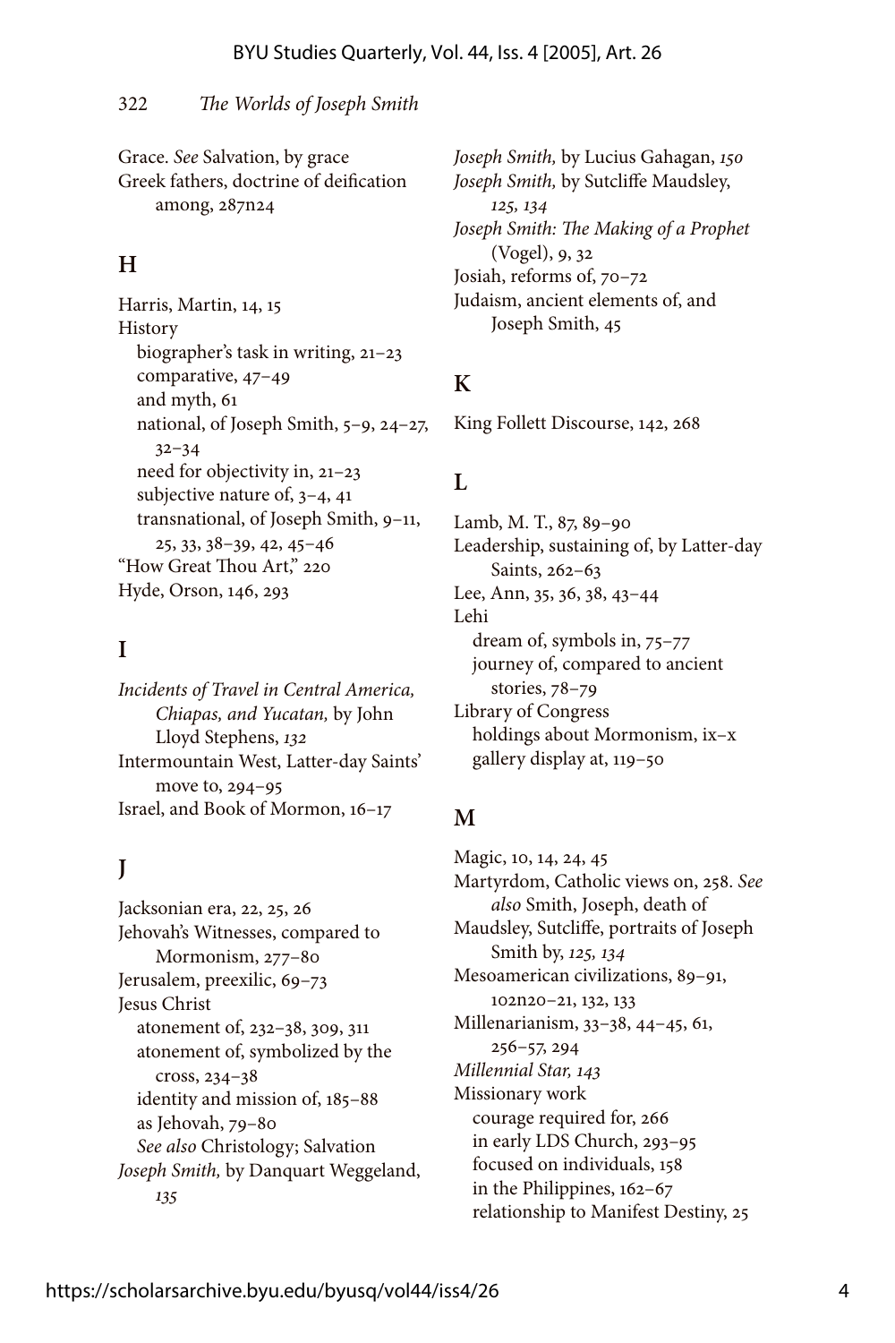Grace. *See* Salvation, by grace
Greek fathers, doctrine of deification among, 287n24

## H

Harris, Martin, 14, 15
History
  biographer's task in writing, 21–23
  comparative, 47–49
  and myth, 61
  national, of Joseph Smith, 5–9, 24–27, 32–34
  need for objectivity in, 21–23
  subjective nature of, 3–4, 41
  transnational, of Joseph Smith, 9–11, 25, 33, 38–39, 42, 45–46
"How Great Thou Art," 220
Hyde, Orson, 146, 293

## I

*Incidents of Travel in Central America, Chiapas, and Yucatan,* by John Lloyd Stephens, *132*
Intermountain West, Latter-day Saints' move to, 294–95
Israel, and Book of Mormon, 16–17

## J

Jacksonian era, 22, 25, 26
Jehovah's Witnesses, compared to Mormonism, 277–80
Jerusalem, preexilic, 69–73
Jesus Christ
  atonement of, 232–38, 309, 311
  atonement of, symbolized by the cross, 234–38
  identity and mission of, 185–88
  as Jehovah, 79–80
  *See also* Christology; Salvation
*Joseph Smith,* by Danquart Weggeland, *135*
*Joseph Smith,* by Lucius Gahagan, *150*
*Joseph Smith,* by Sutcliffe Maudsley, *125, 134*
*Joseph Smith: The Making of a Prophet* (Vogel), 9, 32
Josiah, reforms of, 70–72
Judaism, ancient elements of, and Joseph Smith, 45

## K

King Follett Discourse, 142, 268

## L

Lamb, M. T., 87, 89–90
Leadership, sustaining of, by Latter-day Saints, 262–63
Lee, Ann, 35, 36, 38, 43–44
Lehi
  dream of, symbols in, 75–77
  journey of, compared to ancient stories, 78–79
Library of Congress
  holdings about Mormonism, ix–x
  gallery display at, 119–50

## M

Magic, 10, 14, 24, 45
Martyrdom, Catholic views on, 258. *See also* Smith, Joseph, death of
Maudsley, Sutcliffe, portraits of Joseph Smith by, *125, 134*
Mesoamerican civilizations, 89–91, 102n20–21, 132, 133
Millenarianism, 33–38, 44–45, 61, 256–57, 294
*Millennial Star, 143*
Missionary work
  courage required for, 266
  in early LDS Church, 293–95
  focused on individuals, 158
  in the Philippines, 162–67
  relationship to Manifest Destiny, 25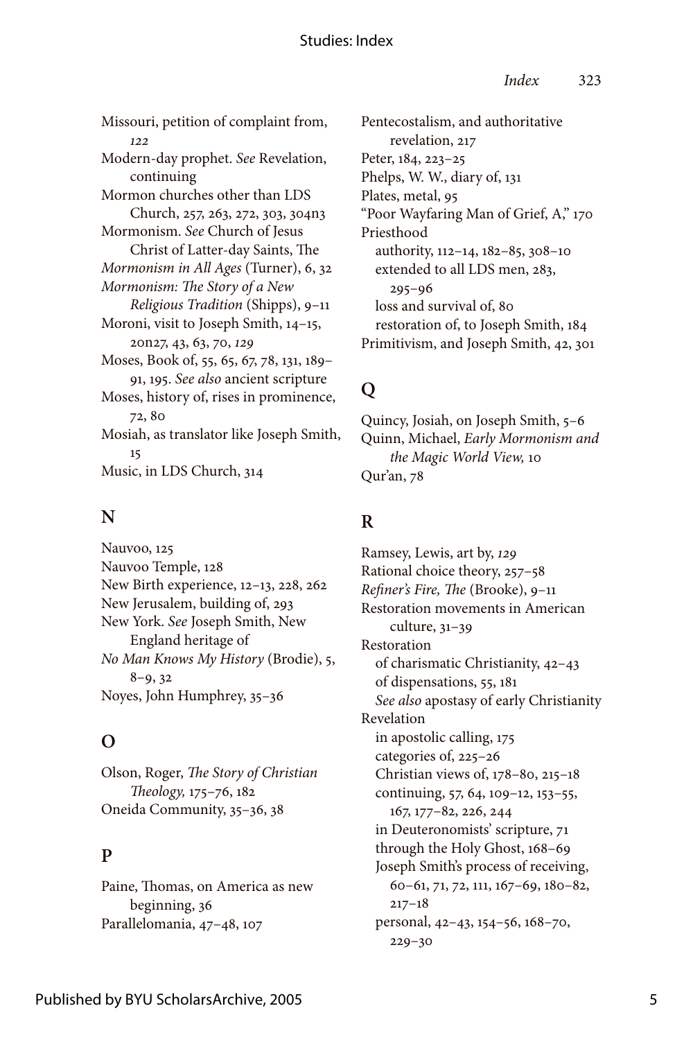Missouri, petition of complaint from, *122*

Modern-day prophet. *See* Revelation, continuing

Mormon churches other than LDS Church, 257, 263, 272, 303, 304n3

Mormonism. *See* Church of Jesus Christ of Latter-day Saints, The

*Mormonism in All Ages* (Turner), 6, 32

*Mormonism: The Story of a New Religious Tradition* (Shipps), 9–11

Moroni, visit to Joseph Smith, 14–15, 20n27, 43, 63, 70, *129*

Moses, Book of, 55, 65, 67, 78, 131, 189–91, 195. *See also* ancient scripture

Moses, history of, rises in prominence, 72, 80

Mosiah, as translator like Joseph Smith, 15

Music, in LDS Church, 314

## N

Nauvoo, 125

Nauvoo Temple, 128

New Birth experience, 12–13, 228, 262

New Jerusalem, building of, 293

New York. *See* Joseph Smith, New England heritage of

*No Man Knows My History* (Brodie), 5, 8–9, 32

Noyes, John Humphrey, 35–36

## O

Olson, Roger, *The Story of Christian Theology,* 175–76, 182

Oneida Community, 35–36, 38

## P

Paine, Thomas, on America as new beginning, 36

Parallelomania, 47–48, 107

Pentecostalism, and authoritative revelation, 217

Peter, 184, 223–25

Phelps, W. W., diary of, 131

Plates, metal, 95

"Poor Wayfaring Man of Grief, A," 170

Priesthood
- authority, 112–14, 182–85, 308–10
- extended to all LDS men, 283, 295–96
- loss and survival of, 80
- restoration of, to Joseph Smith, 184

Primitivism, and Joseph Smith, 42, 301

## Q

Quincy, Josiah, on Joseph Smith, 5–6

Quinn, Michael, *Early Mormonism and the Magic World View,* 10

Qur'an, 78

## R

Ramsey, Lewis, art by, *129*

Rational choice theory, 257–58

*Refiner's Fire, The* (Brooke), 9–11

Restoration movements in American culture, 31–39

Restoration
- of charismatic Christianity, 42–43
- of dispensations, 55, 181
- *See also* apostasy of early Christianity

Revelation
- in apostolic calling, 175
- categories of, 225–26
- Christian views of, 178–80, 215–18
- continuing, 57, 64, 109–12, 153–55, 167, 177–82, 226, 244
- in Deuteronomists' scripture, 71
- through the Holy Ghost, 168–69
- Joseph Smith's process of receiving, 60–61, 71, 72, 111, 167–69, 180–82, 217–18
- personal, 42–43, 154–56, 168–70, 229–30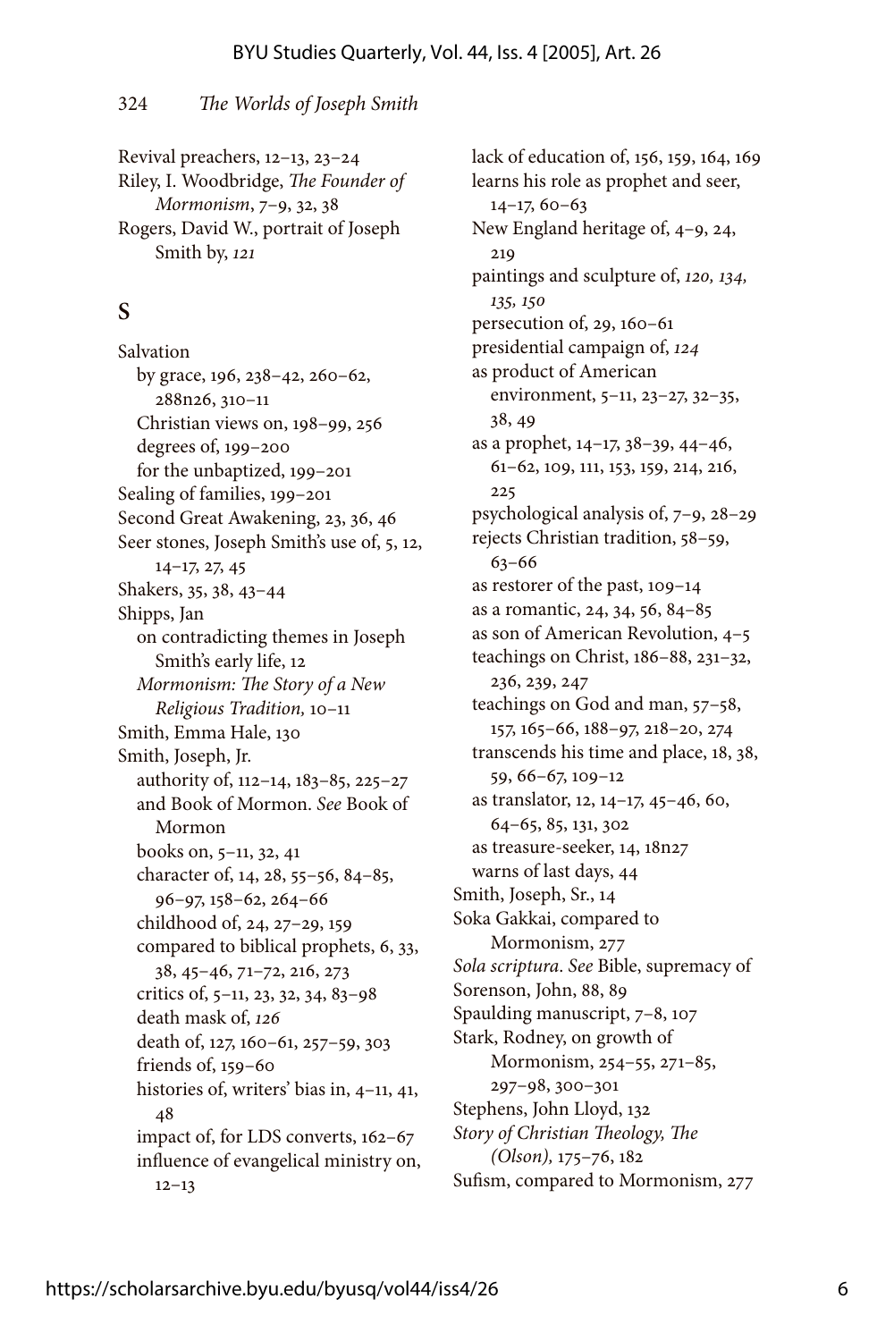Revival preachers, 12–13, 23–24
Riley, I. Woodbridge, *The Founder of Mormonism*, 7–9, 32, 38
Rogers, David W., portrait of Joseph Smith by, *121*

## S

Salvation
  by grace, 196, 238–42, 260–62, 288n26, 310–11
  Christian views on, 198–99, 256
  degrees of, 199–200
  for the unbaptized, 199–201
Sealing of families, 199–201
Second Great Awakening, 23, 36, 46
Seer stones, Joseph Smith's use of, 5, 12, 14–17, 27, 45
Shakers, 35, 38, 43–44
Shipps, Jan
  on contradicting themes in Joseph Smith's early life, 12
  *Mormonism: The Story of a New Religious Tradition,* 10–11
Smith, Emma Hale, 130
Smith, Joseph, Jr.
  authority of, 112–14, 183–85, 225–27
  and Book of Mormon. *See* Book of Mormon
  books on, 5–11, 32, 41
  character of, 14, 28, 55–56, 84–85, 96–97, 158–62, 264–66
  childhood of, 24, 27–29, 159
  compared to biblical prophets, 6, 33, 38, 45–46, 71–72, 216, 273
  critics of, 5–11, 23, 32, 34, 83–98
  death mask of, *126*
  death of, 127, 160–61, 257–59, 303
  friends of, 159–60
  histories of, writers' bias in, 4–11, 41, 48
  impact of, for LDS converts, 162–67
  influence of evangelical ministry on, 12–13
  lack of education of, 156, 159, 164, 169
  learns his role as prophet and seer, 14–17, 60–63
  New England heritage of, 4–9, 24, 219
  paintings and sculpture of, *120, 134, 135, 150*
  persecution of, 29, 160–61
  presidential campaign of, *124*
  as product of American environment, 5–11, 23–27, 32–35, 38, 49
  as a prophet, 14–17, 38–39, 44–46, 61–62, 109, 111, 153, 159, 214, 216, 225
  psychological analysis of, 7–9, 28–29
  rejects Christian tradition, 58–59, 63–66
  as restorer of the past, 109–14
  as a romantic, 24, 34, 56, 84–85
  as son of American Revolution, 4–5
  teachings on Christ, 186–88, 231–32, 236, 239, 247
  teachings on God and man, 57–58, 157, 165–66, 188–97, 218–20, 274
  transcends his time and place, 18, 38, 59, 66–67, 109–12
  as translator, 12, 14–17, 45–46, 60, 64–65, 85, 131, 302
  as treasure-seeker, 14, 18n27
  warns of last days, 44
Smith, Joseph, Sr., 14
Soka Gakkai, compared to Mormonism, 277
*Sola scriptura. See* Bible, supremacy of
Sorenson, John, 88, 89
Spaulding manuscript, 7–8, 107
Stark, Rodney, on growth of Mormonism, 254–55, 271–85, 297–98, 300–301
Stephens, John Lloyd, 132
*Story of Christian Theology, The (Olson),* 175–76, 182
Sufism, compared to Mormonism, 277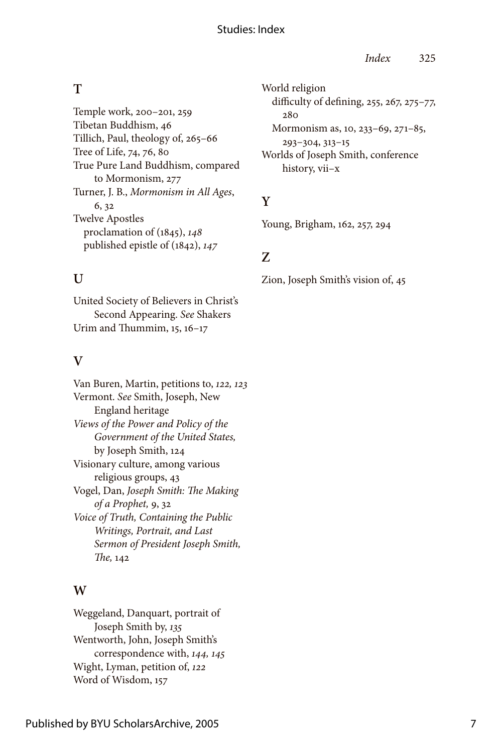## T

Temple work, 200–201, 259
Tibetan Buddhism, 46
Tillich, Paul, theology of, 265–66
Tree of Life, 74, 76, 80
True Pure Land Buddhism, compared to Mormonism, 277
Turner, J. B., *Mormonism in All Ages*, 6, 32
Twelve Apostles
  proclamation of (1845), *148*
  published epistle of (1842), *147*

## U

United Society of Believers in Christ's Second Appearing. *See* Shakers
Urim and Thummim, 15, 16–17

## V

Van Buren, Martin, petitions to, *122, 123*
Vermont. *See* Smith, Joseph, New England heritage
*Views of the Power and Policy of the Government of the United States,* by Joseph Smith, 124
Visionary culture, among various religious groups, 43
Vogel, Dan, *Joseph Smith: The Making of a Prophet,* 9, 32
*Voice of Truth, Containing the Public Writings, Portrait, and Last Sermon of President Joseph Smith, The,* 142

## W

Weggeland, Danquart, portrait of Joseph Smith by, *135*
Wentworth, John, Joseph Smith's correspondence with, *144, 145*
Wight, Lyman, petition of, *122*
Word of Wisdom, 157
World religion
  difficulty of defining, 255, 267, 275–77, 280
  Mormonism as, 10, 233–69, 271–85, 293–304, 313–15
Worlds of Joseph Smith, conference history, vii–x

## Y

Young, Brigham, 162, 257, 294

## Z

Zion, Joseph Smith's vision of, 45